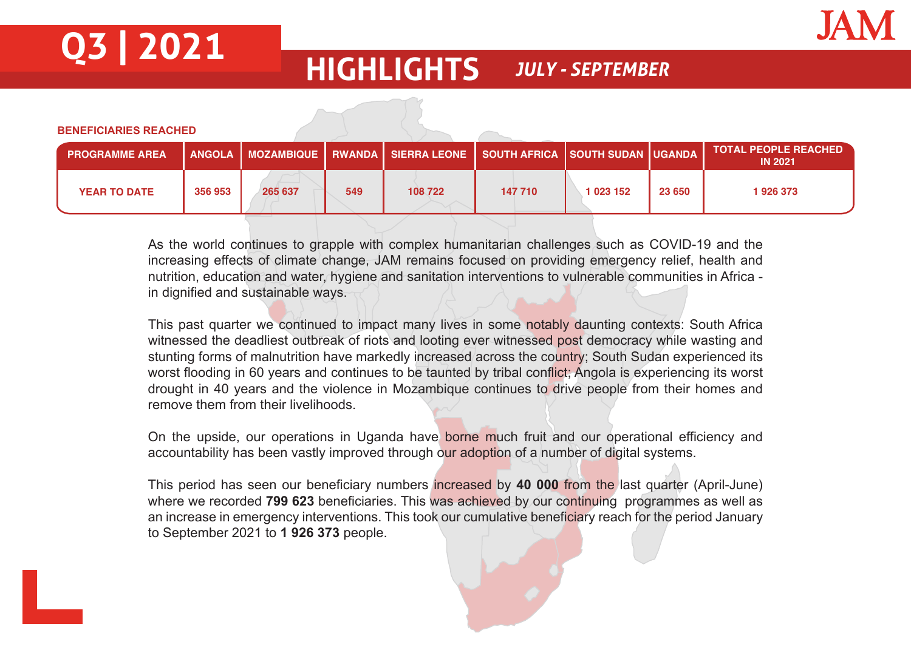# Q3 | 2021

JAM

## HIGHLIGHTS *JULY - SEPTEMBER*

**BENEFICIARIES REACHED**

| PROGRAMME AREA | ANGOLA | MOZAMBIQUE | RWANDA | SIERRA LEONE | SOUTH AFRICA | SOUTH SUDAN | UGANDA | TOTAL PEOPLE REACHED IN 2021 |
|---|---|---|---|---|---|---|---|---|
| YEAR TO DATE | 356 953 | 265 637 | 549 | 108 722 | 147 710 | 1 023 152 | 23 650 | 1 926 373 |

As the world continues to grapple with complex humanitarian challenges such as COVID-19 and the increasing effects of climate change, JAM remains focused on providing emergency relief, health and nutrition, education and water, hygiene and sanitation interventions to vulnerable communities in Africa - in dignified and sustainable ways.

This past quarter we continued to impact many lives in some notably daunting contexts: South Africa witnessed the deadliest outbreak of riots and looting ever witnessed post democracy while wasting and stunting forms of malnutrition have markedly increased across the country; South Sudan experienced its worst flooding in 60 years and continues to be taunted by tribal conflict; Angola is experiencing its worst drought in 40 years and the violence in Mozambique continues to drive people from their homes and remove them from their livelihoods.

On the upside, our operations in Uganda have borne much fruit and our operational efficiency and accountability has been vastly improved through our adoption of a number of digital systems.

This period has seen our beneficiary numbers increased by **40 000** from the last quarter (April-June) where we recorded **799 623** beneficiaries. This was achieved by our continuing programmes as well as an increase in emergency interventions. This took our cumulative beneficiary reach for the period January to September 2021 to **1 926 373** people.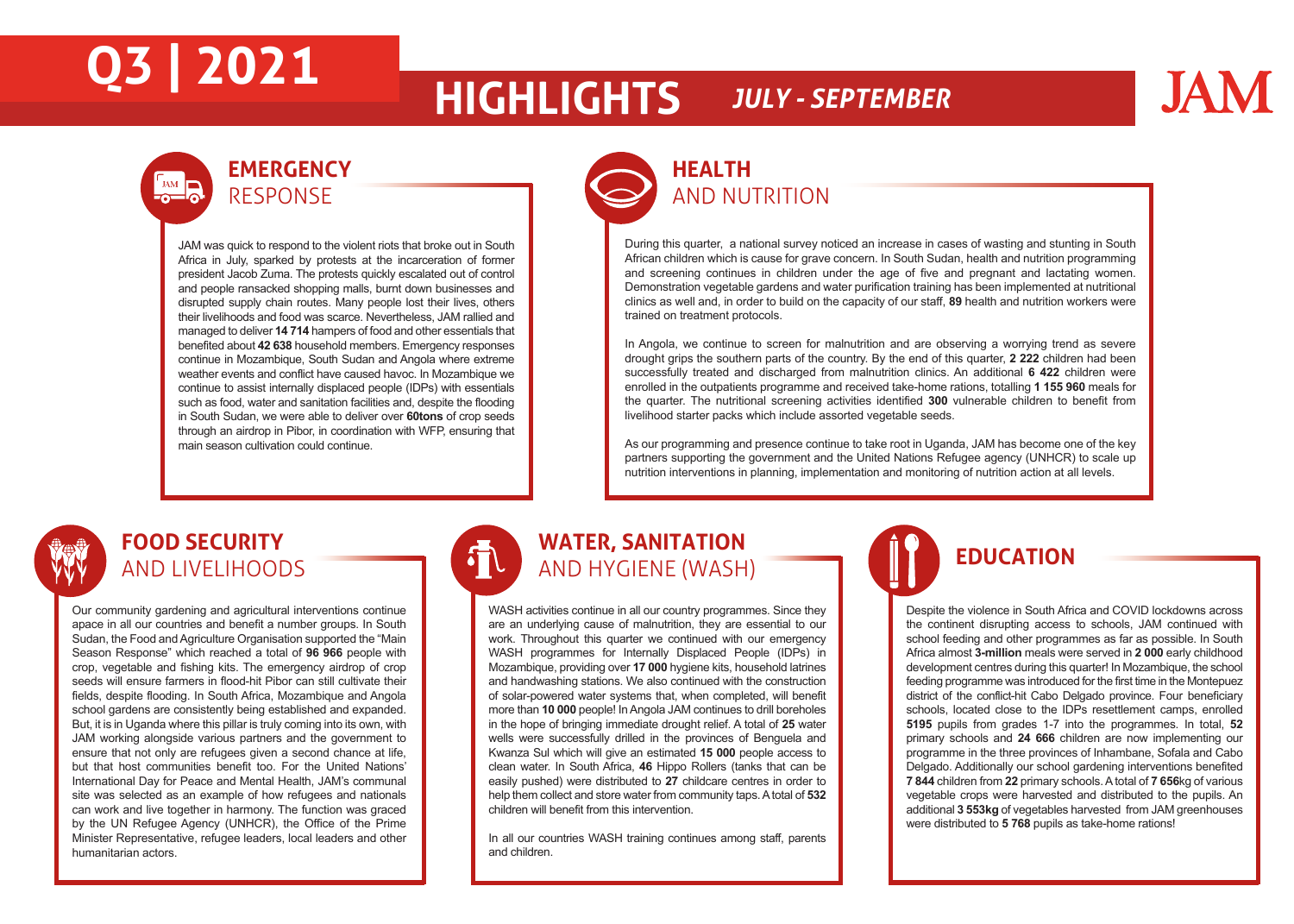# Q3 | 2021 HIGHLIGHTS *JULY - SEPTEMBER*

JAM

## EMERGENCY RESPONSE

JAM was quick to respond to the violent riots that broke out in South Africa in July, sparked by protests at the incarceration of former president Jacob Zuma. The protests quickly escalated out of control and people ransacked shopping malls, burnt down businesses and disrupted supply chain routes. Many people lost their lives, others their livelihoods and food was scarce. Nevertheless, JAM rallied and managed to deliver **14 714** hampers of food and other essentials that benefited about **42 638** household members. Emergency responses continue in Mozambique, South Sudan and Angola where extreme weather events and conflict have caused havoc. In Mozambique we continue to assist internally displaced people (IDPs) with essentials such as food, water and sanitation facilities and, despite the flooding in South Sudan, we were able to deliver over **60tons** of crop seeds through an airdrop in Pibor, in coordination with WFP, ensuring that main season cultivation could continue.

## HEALTH AND NUTRITION

During this quarter, a national survey noticed an increase in cases of wasting and stunting in South African children which is cause for grave concern. In South Sudan, health and nutrition programming and screening continues in children under the age of five and pregnant and lactating women. Demonstration vegetable gardens and water purification training has been implemented at nutritional clinics as well and, in order to build on the capacity of our staff, **89** health and nutrition workers were trained on treatment protocols.

In Angola, we continue to screen for malnutrition and are observing a worrying trend as severe drought grips the southern parts of the country. By the end of this quarter, **2 222** children had been successfully treated and discharged from malnutrition clinics. An additional **6 422** children were enrolled in the outpatients programme and received take-home rations, totalling **1 155 960** meals for the quarter. The nutritional screening activities identified **300** vulnerable children to benefit from livelihood starter packs which include assorted vegetable seeds.

As our programming and presence continue to take root in Uganda, JAM has become one of the key partners supporting the government and the United Nations Refugee agency (UNHCR) to scale up nutrition interventions in planning, implementation and monitoring of nutrition action at all levels.

## FOOD SECURITY AND LIVELIHOODS

Our community gardening and agricultural interventions continue apace in all our countries and benefit a number groups. In South Sudan, the Food and Agriculture Organisation supported the "Main Season Response" which reached a total of **96 966** people with crop, vegetable and fishing kits. The emergency airdrop of crop seeds will ensure farmers in flood-hit Pibor can still cultivate their fields, despite flooding. In South Africa, Mozambique and Angola school gardens are consistently being established and expanded. But, it is in Uganda where this pillar is truly coming into its own, with JAM working alongside various partners and the government to ensure that not only are refugees given a second chance at life, but that host communities benefit too. For the United Nations' International Day for Peace and Mental Health, JAM's communal site was selected as an example of how refugees and nationals can work and live together in harmony. The function was graced by the UN Refugee Agency (UNHCR), the Office of the Prime Minister Representative, refugee leaders, local leaders and other humanitarian actors.

## WATER, SANITATION AND HYGIENE (WASH)

WASH activities continue in all our country programmes. Since they are an underlying cause of malnutrition, they are essential to our work. Throughout this quarter we continued with our emergency WASH programmes for Internally Displaced People (IDPs) in Mozambique, providing over **17 000** hygiene kits, household latrines and handwashing stations. We also continued with the construction of solar-powered water systems that, when completed, will benefit more than **10 000** people! In Angola JAM continues to drill boreholes in the hope of bringing immediate drought relief. A total of **25** water wells were successfully drilled in the provinces of Benguela and Kwanza Sul which will give an estimated **15 000** people access to clean water. In South Africa, **46** Hippo Rollers (tanks that can be easily pushed) were distributed to **27** childcare centres in order to help them collect and store water from community taps. A total of **532** children will benefit from this intervention.

In all our countries WASH training continues among staff, parents and children.

## EDUCATION

Despite the violence in South Africa and COVID lockdowns across the continent disrupting access to schools, JAM continued with school feeding and other programmes as far as possible. In South Africa almost **3-million** meals were served in **2 000** early childhood development centres during this quarter! In Mozambique, the school feeding programme was introduced for the first time in the Montepuez district of the conflict-hit Cabo Delgado province. Four beneficiary schools, located close to the IDPs resettlement camps, enrolled **5195** pupils from grades 1-7 into the programmes. In total, **52** primary schools and **24 666** children are now implementing our programme in the three provinces of Inhambane, Sofala and Cabo Delgado. Additionally our school gardening interventions benefited **7 844** children from **22** primary schools. A total of **7 656**kg of various vegetable crops were harvested and distributed to the pupils. An additional **3 553kg** of vegetables harvested from JAM greenhouses were distributed to **5 768** pupils as take-home rations!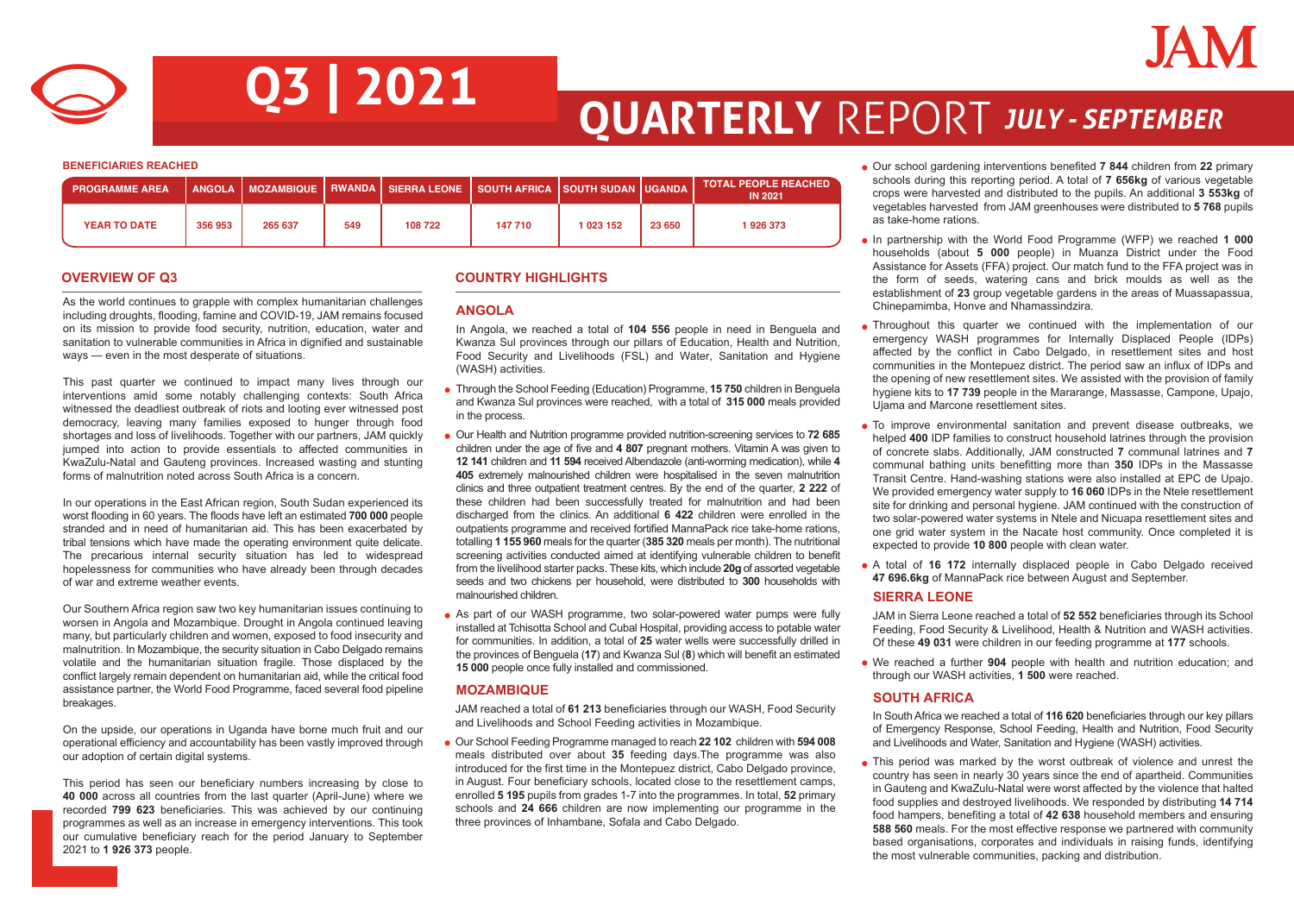# Q3 | 2021

# QUARTERLY REPORT *JULY - SEPTEMBER*

**BENEFICIARIES REACHED**

| PROGRAMME AREA | ANGOLA | MOZAMBIQUE | RWANDA | SIERRA LEONE | SOUTH AFRICA | SOUTH SUDAN | UGANDA | TOTAL PEOPLE REACHED IN 2021 |
|---|---|---|---|---|---|---|---|---|
| YEAR TO DATE | 356 953 | 265 637 | 549 | 108 722 | 147 710 | 1 023 152 | 23 650 | 1 926 373 |

## OVERVIEW OF Q3

As the world continues to grapple with complex humanitarian challenges including droughts, flooding, famine and COVID-19, JAM remains focused on its mission to provide food security, nutrition, education, water and sanitation to vulnerable communities in Africa in dignified and sustainable ways — even in the most desperate of situations.

This past quarter we continued to impact many lives through our interventions amid some notably challenging contexts: South Africa witnessed the deadliest outbreak of riots and looting ever witnessed post democracy, leaving many families exposed to hunger through food shortages and loss of livelihoods. Together with our partners, JAM quickly jumped into action to provide essentials to affected communities in KwaZulu-Natal and Gauteng provinces. Increased wasting and stunting forms of malnutrition noted across South Africa is a concern.

In our operations in the East African region, South Sudan experienced its worst flooding in 60 years. The floods have left an estimated **700 000** people stranded and in need of humanitarian aid. This has been exacerbated by tribal tensions which have made the operating environment quite delicate. The precarious internal security situation has led to widespread hopelessness for communities who have already been through decades of war and extreme weather events.

Our Southern Africa region saw two key humanitarian issues continuing to worsen in Angola and Mozambique. Drought in Angola continued leaving many, but particularly children and women, exposed to food insecurity and malnutrition. In Mozambique, the security situation in Cabo Delgado remains volatile and the humanitarian situation fragile. Those displaced by the conflict largely remain dependent on humanitarian aid, while the critical food assistance partner, the World Food Programme, faced several food pipeline breakages.

On the upside, our operations in Uganda have borne much fruit and our operational efficiency and accountability has been vastly improved through our adoption of certain digital systems.

This period has seen our beneficiary numbers increasing by close to **40 000** across all countries from the last quarter (April-June) where we recorded **799 623** beneficiaries. This was achieved by our continuing programmes as well as an increase in emergency interventions. This took our cumulative beneficiary reach for the period January to September 2021 to **1 926 373** people.

## COUNTRY HIGHLIGHTS

### ANGOLA

In Angola, we reached a total of **104 556** people in need in Benguela and Kwanza Sul provinces through our pillars of Education, Health and Nutrition, Food Security and Livelihoods (FSL) and Water, Sanitation and Hygiene (WASH) activities.

- Through the School Feeding (Education) Programme, **15 750** children in Benguela and Kwanza Sul provinces were reached, with a total of **315 000** meals provided in the process.
- Our Health and Nutrition programme provided nutrition-screening services to **72 685** children under the age of five and **4 807** pregnant mothers. Vitamin A was given to **12 141** children and **11 594** received Albendazole (anti-worming medication), while **4 405** extremely malnourished children were hospitalised in the seven malnutrition clinics and three outpatient treatment centres. By the end of the quarter, **2 222** of these children had been successfully treated for malnutrition and had been discharged from the clinics. An additional **6 422** children were enrolled in the outpatients programme and received fortified MannaPack rice take-home rations, totalling **1 155 960** meals for the quarter (**385 320** meals per month). The nutritional screening activities conducted aimed at identifying vulnerable children to benefit from the livelihood starter packs. These kits, which include **20g** of assorted vegetable seeds and two chickens per household, were distributed to **300** households with malnourished children.
- As part of our WASH programme, two solar-powered water pumps were fully installed at Tchisotta School and Cubal Hospital, providing access to potable water for communities. In addition, a total of **25** water wells were successfully drilled in the provinces of Benguela (**17**) and Kwanza Sul (**8**) which will benefit an estimated **15 000** people once fully installed and commissioned.

### MOZAMBIQUE

JAM reached a total of **61 213** beneficiaries through our WASH, Food Security and Livelihoods and School Feeding activities in Mozambique.

- Our School Feeding Programme managed to reach **22 102** children with **594 008** meals distributed over about **35** feeding days.The programme was also introduced for the first time in the Montepuez district, Cabo Delgado province, in August. Four beneficiary schools, located close to the resettlement camps, enrolled **5 195** pupils from grades 1-7 into the programmes. In total, **52** primary schools and **24 666** children are now implementing our programme in the three provinces of Inhambane, Sofala and Cabo Delgado.
- Our school gardening interventions benefited **7 844** children from **22** primary schools during this reporting period. A total of **7 656kg** of various vegetable crops were harvested and distributed to the pupils. An additional **3 553kg** of vegetables harvested from JAM greenhouses were distributed to **5 768** pupils as take-home rations.
- In partnership with the World Food Programme (WFP) we reached **1 000** households (about **5 000** people) in Muanza District under the Food Assistance for Assets (FFA) project. Our match fund to the FFA project was in the form of seeds, watering cans and brick moulds as well as the establishment of **23** group vegetable gardens in the areas of Muassapassua, Chinepamimba, Honve and Nhamassindzira.
- Throughout this quarter we continued with the implementation of our emergency WASH programmes for Internally Displaced People (IDPs) affected by the conflict in Cabo Delgado, in resettlement sites and host communities in the Montepuez district. The period saw an influx of IDPs and the opening of new resettlement sites. We assisted with the provision of family hygiene kits to **17 739** people in the Mararange, Massasse, Campone, Upajo, Ujama and Marcone resettlement sites.
- To improve environmental sanitation and prevent disease outbreaks, we helped **400** IDP families to construct household latrines through the provision of concrete slabs. Additionally, JAM constructed **7** communal latrines and **7** communal bathing units benefitting more than **350** IDPs in the Massasse Transit Centre. Hand-washing stations were also installed at EPC de Upajo. We provided emergency water supply to **16 060** IDPs in the Ntele resettlement site for drinking and personal hygiene. JAM continued with the construction of two solar-powered water systems in Ntele and Nicuapa resettlement sites and one grid water system in the Nacate host community. Once completed it is expected to provide **10 800** people with clean water.
- A total of **16 172** internally displaced people in Cabo Delgado received **47 696.6kg** of MannaPack rice between August and September.

### SIERRA LEONE

JAM in Sierra Leone reached a total of **52 552** beneficiaries through its School Feeding, Food Security & Livelihood, Health & Nutrition and WASH activities. Of these **49 031** were children in our feeding programme at **177** schools.

- We reached a further **904** people with health and nutrition education; and through our WASH activities, **1 500** were reached.

### SOUTH AFRICA

In South Africa we reached a total of **116 620** beneficiaries through our key pillars of Emergency Response, School Feeding, Health and Nutrition, Food Security and Livelihoods and Water, Sanitation and Hygiene (WASH) activities.

- This period was marked by the worst outbreak of violence and unrest the country has seen in nearly 30 years since the end of apartheid. Communities in Gauteng and KwaZulu-Natal were worst affected by the violence that halted food supplies and destroyed livelihoods. We responded by distributing **14 714** food hampers, benefiting a total of **42 638** household members and ensuring **588 560** meals. For the most effective response we partnered with community based organisations, corporates and individuals in raising funds, identifying the most vulnerable communities, packing and distribution.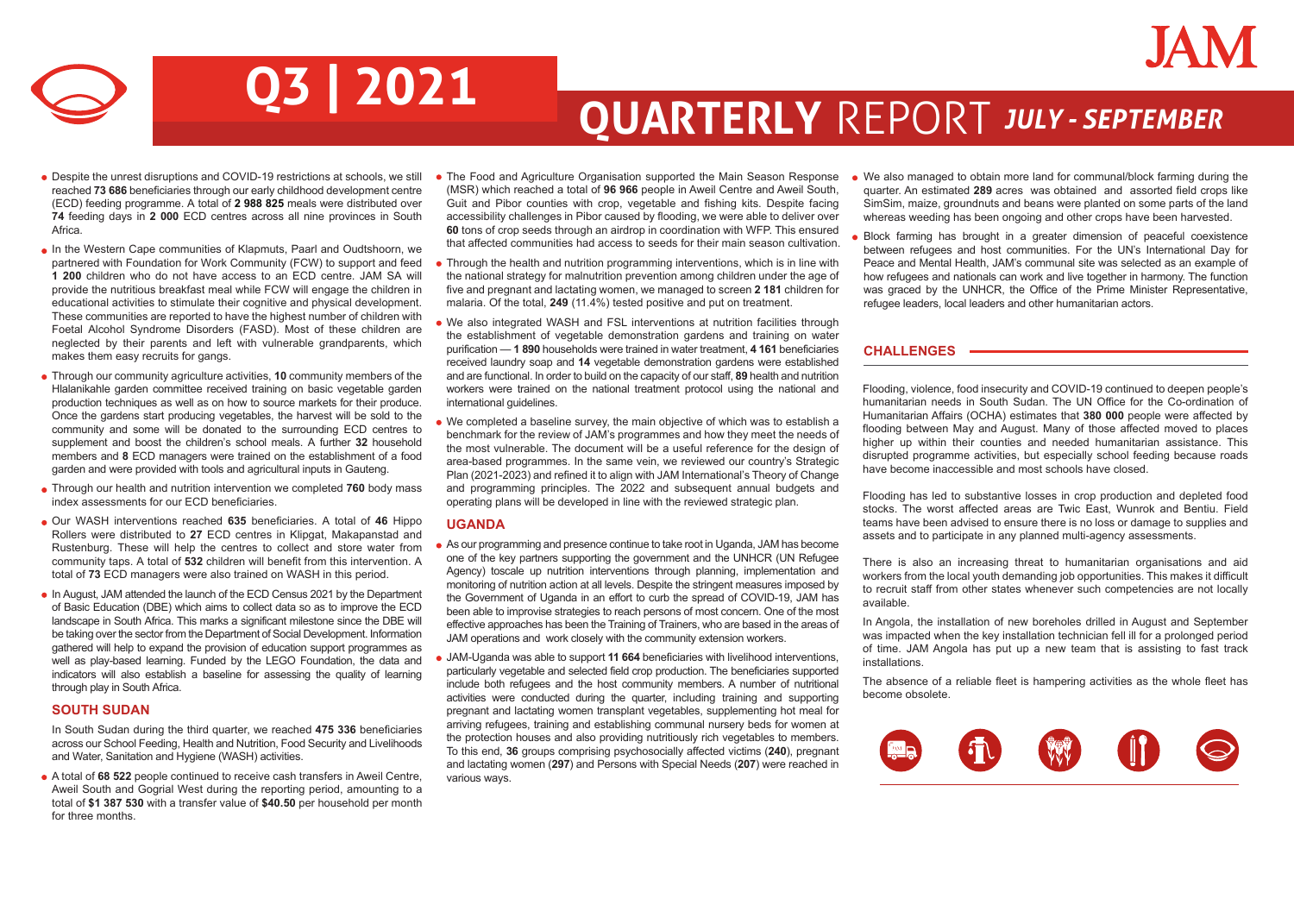# Q3 | 2021

# QUARTERLY REPORT *JULY - SEPTEMBER*

- Despite the unrest disruptions and COVID-19 restrictions at schools, we still reached **73 686** beneficiaries through our early childhood development centre (ECD) feeding programme. A total of **2 988 825** meals were distributed over **74** feeding days in **2 000** ECD centres across all nine provinces in South Africa.
- In the Western Cape communities of Klapmuts, Paarl and Oudtshoorn, we partnered with Foundation for Work Community (FCW) to support and feed **1 200** children who do not have access to an ECD centre. JAM SA will provide the nutritious breakfast meal while FCW will engage the children in educational activities to stimulate their cognitive and physical development. These communities are reported to have the highest number of children with Foetal Alcohol Syndrome Disorders (FASD). Most of these children are neglected by their parents and left with vulnerable grandparents, which makes them easy recruits for gangs.
- Through our community agriculture activities, **10** community members of the Hlalanikahle garden committee received training on basic vegetable garden production techniques as well as on how to source markets for their produce. Once the gardens start producing vegetables, the harvest will be sold to the community and some will be donated to the surrounding ECD centres to supplement and boost the children's school meals. A further **32** household members and **8** ECD managers were trained on the establishment of a food garden and were provided with tools and agricultural inputs in Gauteng.
- Through our health and nutrition intervention we completed **760** body mass index assessments for our ECD beneficiaries.
- Our WASH interventions reached **635** beneficiaries. A total of **46** Hippo Rollers were distributed to **27** ECD centres in Klipgat, Makapanstad and Rustenburg. These will help the centres to collect and store water from community taps. A total of **532** children will benefit from this intervention. A total of **73** ECD managers were also trained on WASH in this period.
- In August, JAM attended the launch of the ECD Census 2021 by the Department of Basic Education (DBE) which aims to collect data so as to improve the ECD landscape in South Africa. This marks a significant milestone since the DBE will be taking over the sector from the Department of Social Development. Information gathered will help to expand the provision of education support programmes as well as play-based learning. Funded by the LEGO Foundation, the data and indicators will also establish a baseline for assessing the quality of learning through play in South Africa.

## SOUTH SUDAN

In South Sudan during the third quarter, we reached **475 336** beneficiaries across our School Feeding, Health and Nutrition, Food Security and Livelihoods and Water, Sanitation and Hygiene (WASH) activities.

- A total of **68 522** people continued to receive cash transfers in Aweil Centre, Aweil South and Gogrial West during the reporting period, amounting to a total of **$1 387 530** with a transfer value of **$40.50** per household per month for three months.
- The Food and Agriculture Organisation supported the Main Season Response (MSR) which reached a total of **96 966** people in Aweil Centre and Aweil South, Guit and Pibor counties with crop, vegetable and fishing kits. Despite facing accessibility challenges in Pibor caused by flooding, we were able to deliver over **60** tons of crop seeds through an airdrop in coordination with WFP. This ensured that affected communities had access to seeds for their main season cultivation.
- Through the health and nutrition programming interventions, which is in line with the national strategy for malnutrition prevention among children under the age of five and pregnant and lactating women, we managed to screen **2 181** children for malaria. Of the total, **249** (11.4%) tested positive and put on treatment.
- We also integrated WASH and FSL interventions at nutrition facilities through the establishment of vegetable demonstration gardens and training on water purification — **1 890** households were trained in water treatment, **4 161** beneficiaries received laundry soap and **14** vegetable demonstration gardens were established and are functional. In order to build on the capacity of our staff, **89** health and nutrition workers were trained on the national treatment protocol using the national and international guidelines.
- We completed a baseline survey, the main objective of which was to establish a benchmark for the review of JAM's programmes and how they meet the needs of the most vulnerable. The document will be a useful reference for the design of area-based programmes. In the same vein, we reviewed our country's Strategic Plan (2021-2023) and refined it to align with JAM International's Theory of Change and programming principles. The 2022 and subsequent annual budgets and operating plans will be developed in line with the reviewed strategic plan.

## UGANDA

- As our programming and presence continue to take root in Uganda, JAM has become one of the key partners supporting the government and the UNHCR (UN Refugee Agency) toscale up nutrition interventions through planning, implementation and monitoring of nutrition action at all levels. Despite the stringent measures imposed by the Government of Uganda in an effort to curb the spread of COVID-19, JAM has been able to improvise strategies to reach persons of most concern. One of the most effective approaches has been the Training of Trainers, who are based in the areas of JAM operations and work closely with the community extension workers.
- JAM-Uganda was able to support **11 664** beneficiaries with livelihood interventions, particularly vegetable and selected field crop production. The beneficiaries supported include both refugees and the host community members. A number of nutritional activities were conducted during the quarter, including training and supporting pregnant and lactating women transplant vegetables, supplementing hot meal for arriving refugees, training and establishing communal nursery beds for women at the protection houses and also providing nutritiously rich vegetables to members. To this end, **36** groups comprising psychosocially affected victims (**240**), pregnant and lactating women (**297**) and Persons with Special Needs (**207**) were reached in various ways.
- We also managed to obtain more land for communal/block farming during the quarter. An estimated **289** acres was obtained and assorted field crops like SimSim, maize, groundnuts and beans were planted on some parts of the land whereas weeding has been ongoing and other crops have been harvested.
- Block farming has brought in a greater dimension of peaceful coexistence between refugees and host communities. For the UN's International Day for Peace and Mental Health, JAM's communal site was selected as an example of how refugees and nationals can work and live together in harmony. The function was graced by the UNHCR, the Office of the Prime Minister Representative, refugee leaders, local leaders and other humanitarian actors.

## CHALLENGES

Flooding, violence, food insecurity and COVID-19 continued to deepen people's humanitarian needs in South Sudan. The UN Office for the Co-ordination of Humanitarian Affairs (OCHA) estimates that **380 000** people were affected by flooding between May and August. Many of those affected moved to places higher up within their counties and needed humanitarian assistance. This disrupted programme activities, but especially school feeding because roads have become inaccessible and most schools have closed.

Flooding has led to substantive losses in crop production and depleted food stocks. The worst affected areas are Twic East, Wunrok and Bentiu. Field teams have been advised to ensure there is no loss or damage to supplies and assets and to participate in any planned multi-agency assessments.

There is also an increasing threat to humanitarian organisations and aid workers from the local youth demanding job opportunities. This makes it difficult to recruit staff from other states whenever such competencies are not locally available.

In Angola, the installation of new boreholes drilled in August and September was impacted when the key installation technician fell ill for a prolonged period of time. JAM Angola has put up a new team that is assisting to fast track installations.

The absence of a reliable fleet is hampering activities as the whole fleet has become obsolete.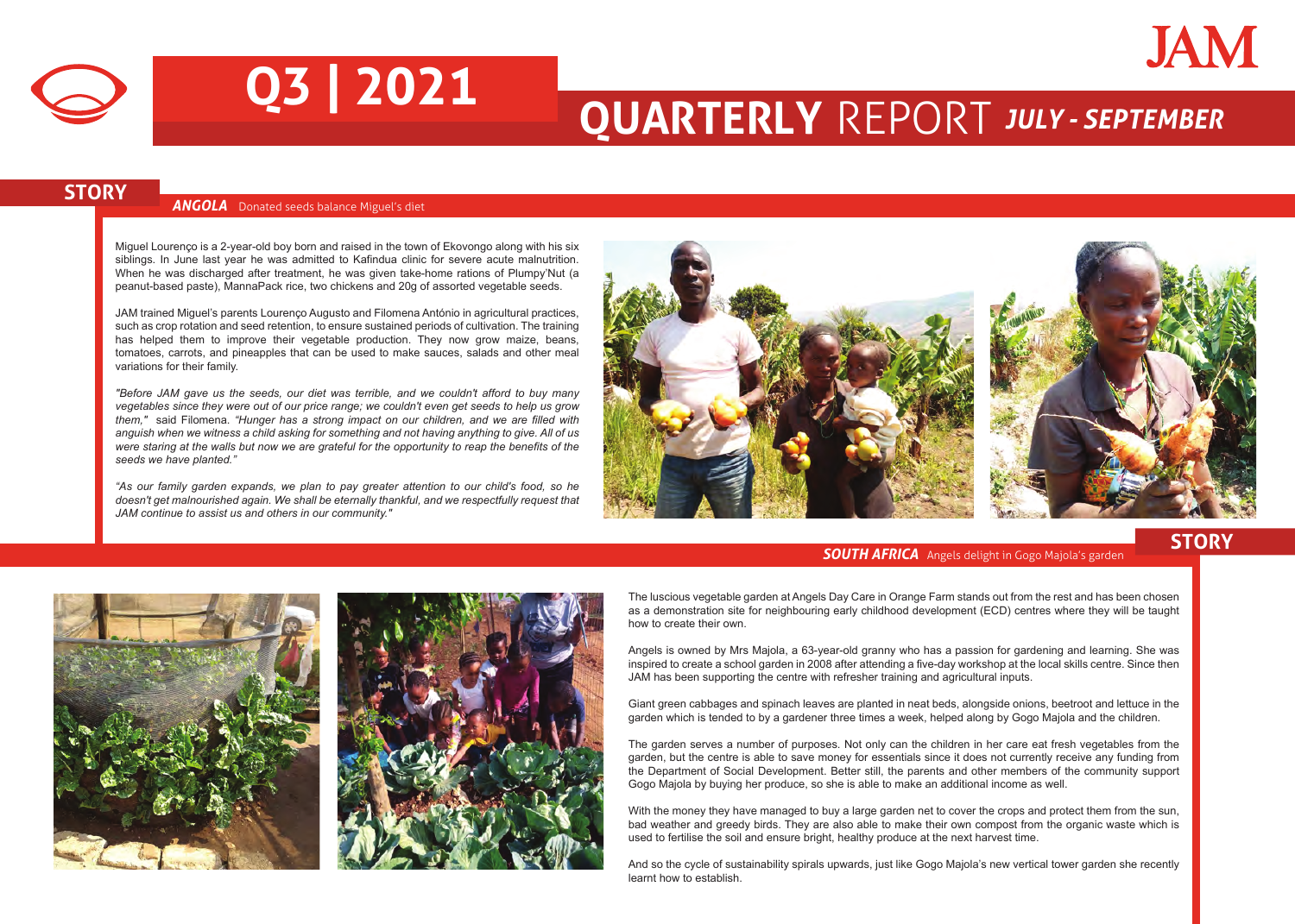# Q3 | 2021

# QUARTERLY REPORT *JULY - SEPTEMBER*

## STORY

### *ANGOLA* Donated seeds balance Miguel's diet

Miguel Lourenço is a 2-year-old boy born and raised in the town of Ekovongo along with his six siblings. In June last year he was admitted to Kafindua clinic for severe acute malnutrition. When he was discharged after treatment, he was given take-home rations of Plumpy'Nut (a peanut-based paste), MannaPack rice, two chickens and 20g of assorted vegetable seeds.

JAM trained Miguel's parents Lourenço Augusto and Filomena António in agricultural practices, such as crop rotation and seed retention, to ensure sustained periods of cultivation. The training has helped them to improve their vegetable production. They now grow maize, beans, tomatoes, carrots, and pineapples that can be used to make sauces, salads and other meal variations for their family.

*"Before JAM gave us the seeds, our diet was terrible, and we couldn't afford to buy many vegetables since they were out of our price range; we couldn't even get seeds to help us grow them,"* said Filomena. *"Hunger has a strong impact on our children, and we are filled with anguish when we witness a child asking for something and not having anything to give. All of us were staring at the walls but now we are grateful for the opportunity to reap the benefits of the seeds we have planted."*

*"As our family garden expands, we plan to pay greater attention to our child's food, so he doesn't get malnourished again. We shall be eternally thankful, and we respectfully request that JAM continue to assist us and others in our community."*

## STORY

### *SOUTH AFRICA* Angels delight in Gogo Majola's garden

The luscious vegetable garden at Angels Day Care in Orange Farm stands out from the rest and has been chosen as a demonstration site for neighbouring early childhood development (ECD) centres where they will be taught how to create their own.

Angels is owned by Mrs Majola, a 63-year-old granny who has a passion for gardening and learning. She was inspired to create a school garden in 2008 after attending a five-day workshop at the local skills centre. Since then JAM has been supporting the centre with refresher training and agricultural inputs.

Giant green cabbages and spinach leaves are planted in neat beds, alongside onions, beetroot and lettuce in the garden which is tended to by a gardener three times a week, helped along by Gogo Majola and the children.

The garden serves a number of purposes. Not only can the children in her care eat fresh vegetables from the garden, but the centre is able to save money for essentials since it does not currently receive any funding from the Department of Social Development. Better still, the parents and other members of the community support Gogo Majola by buying her produce, so she is able to make an additional income as well.

With the money they have managed to buy a large garden net to cover the crops and protect them from the sun, bad weather and greedy birds. They are also able to make their own compost from the organic waste which is used to fertilise the soil and ensure bright, healthy produce at the next harvest time.

And so the cycle of sustainability spirals upwards, just like Gogo Majola's new vertical tower garden she recently learnt how to establish.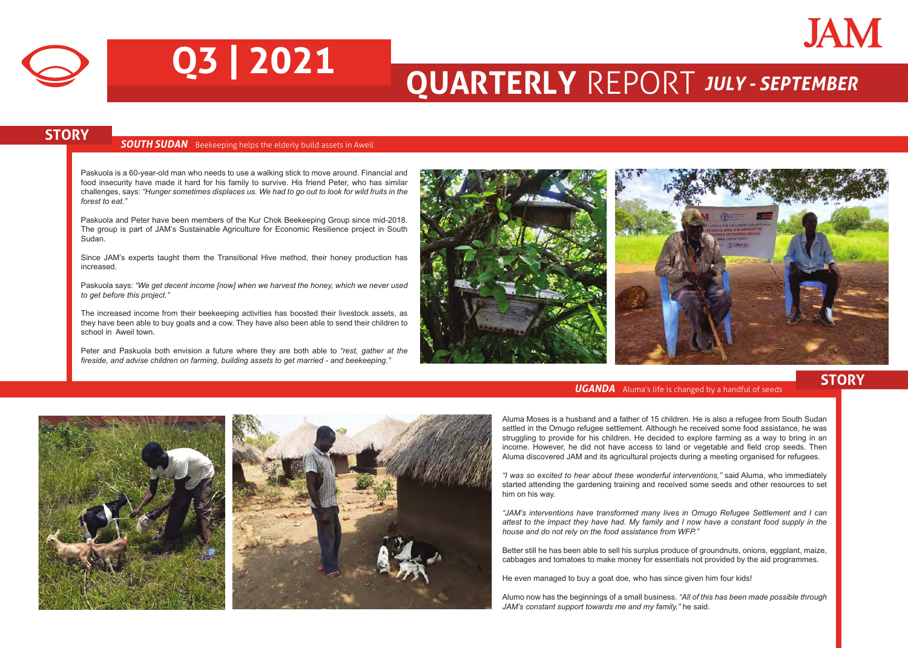# Q3 | 2021

# QUARTERLY REPORT *JULY - SEPTEMBER*

## STORY

### *SOUTH SUDAN* Beekeeping helps the elderly build assets in Aweil

Paskuola is a 60-year-old man who needs to use a walking stick to move around. Financial and food insecurity have made it hard for his family to survive. His friend Peter, who has similar challenges, says: *"Hunger sometimes displaces us. We had to go out to look for wild fruits in the forest to eat."*

Paskuola and Peter have been members of the Kur Chok Beekeeping Group since mid-2018. The group is part of JAM's Sustainable Agriculture for Economic Resilience project in South Sudan.

Since JAM's experts taught them the Transitional Hive method, their honey production has increased.

Paskuola says: *"We get decent income [now] when we harvest the honey, which we never used to get before this project."*

The increased income from their beekeeping activities has boosted their livestock assets, as they have been able to buy goats and a cow. They have also been able to send their children to school in Aweil town.

Peter and Paskuola both envision a future where they are both able to *"rest, gather at the fireside, and advise children on farming, building assets to get married - and beekeeping."*

## STORY

### *UGANDA* Aluma's life is changed by a handful of seeds

Aluma Moses is a husband and a father of 15 children. He is also a refugee from South Sudan settled in the Omugo refugee settlement. Although he received some food assistance, he was struggling to provide for his children. He decided to explore farming as a way to bring in an income. However, he did not have access to land or vegetable and field crop seeds. Then Aluma discovered JAM and its agricultural projects during a meeting organised for refugees.

*"I was so excited to hear about these wonderful interventions,"* said Aluma, who immediately started attending the gardening training and received some seeds and other resources to set him on his way.

*"JAM's interventions have transformed many lives in Omugo Refugee Settlement and I can attest to the impact they have had. My family and I now have a constant food supply in the house and do not rely on the food assistance from WFP."*

Better still he has been able to sell his surplus produce of groundnuts, onions, eggplant, maize, cabbages and tomatoes to make money for essentials not provided by the aid programmes.

He even managed to buy a goat doe, who has since given him four kids!

Alumo now has the beginnings of a small business. *"All of this has been made possible through JAM's constant support towards me and my family,"* he said.